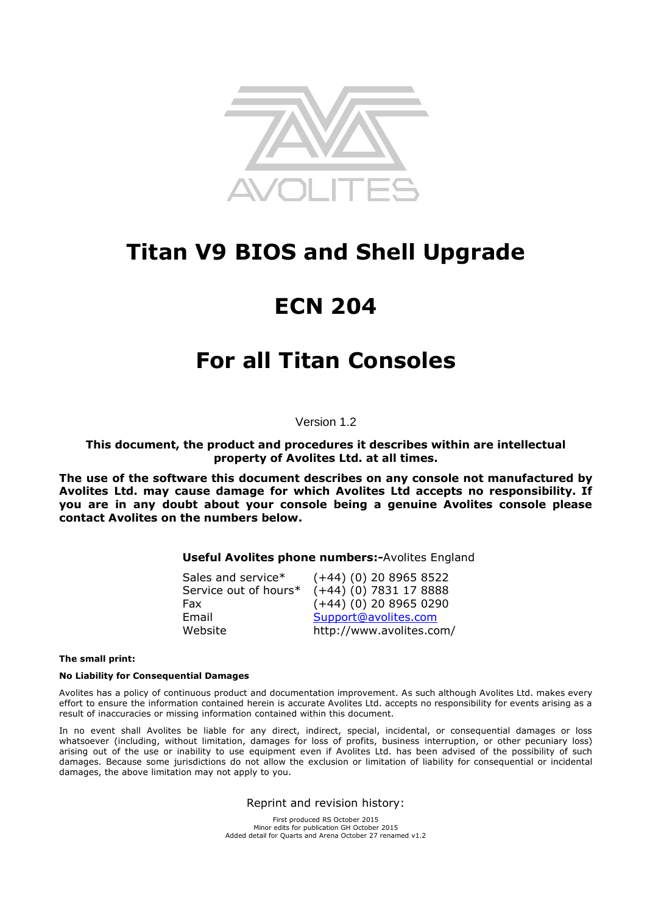# Titan V9 BIOS and Shell Upgrade

# ECN 204

# For all Titan Consoles

Version 1.2

**This document, the product and procedures it describes within are intellectual property of Avolites Ltd. at all times.**

**The use of the software this document describes on any console not manufactured by Avolites Ltd. may cause damage for which Avolites Ltd accepts no responsibility. If you are in any doubt about your console being a genuine Avolites console please contact Avolites on the numbers below.**

**Useful Avolites phone numbers:-**Avolites England

| | |
|---|---|
| Sales and service* | (+44) (0) 20 8965 8522 |
| Service out of hours* | (+44) (0) 7831 17 8888 |
| Fax | (+44) (0) 20 8965 0290 |
| Email | Support@avolites.com |
| Website | http://www.avolites.com/ |

**The small print:**

**No Liability for Consequential Damages**

Avolites has a policy of continuous product and documentation improvement. As such although Avolites Ltd. makes every effort to ensure the information contained herein is accurate Avolites Ltd. accepts no responsibility for events arising as a result of inaccuracies or missing information contained within this document.

In no event shall Avolites be liable for any direct, indirect, special, incidental, or consequential damages or loss whatsoever (including, without limitation, damages for loss of profits, business interruption, or other pecuniary loss) arising out of the use or inability to use equipment even if Avolites Ltd. has been advised of the possibility of such damages. Because some jurisdictions do not allow the exclusion or limitation of liability for consequential or incidental damages, the above limitation may not apply to you.

Reprint and revision history:

First produced RS October 2015
Minor edits for publication GH October 2015
Added detail for Quarts and Arena October 27 renamed v1.2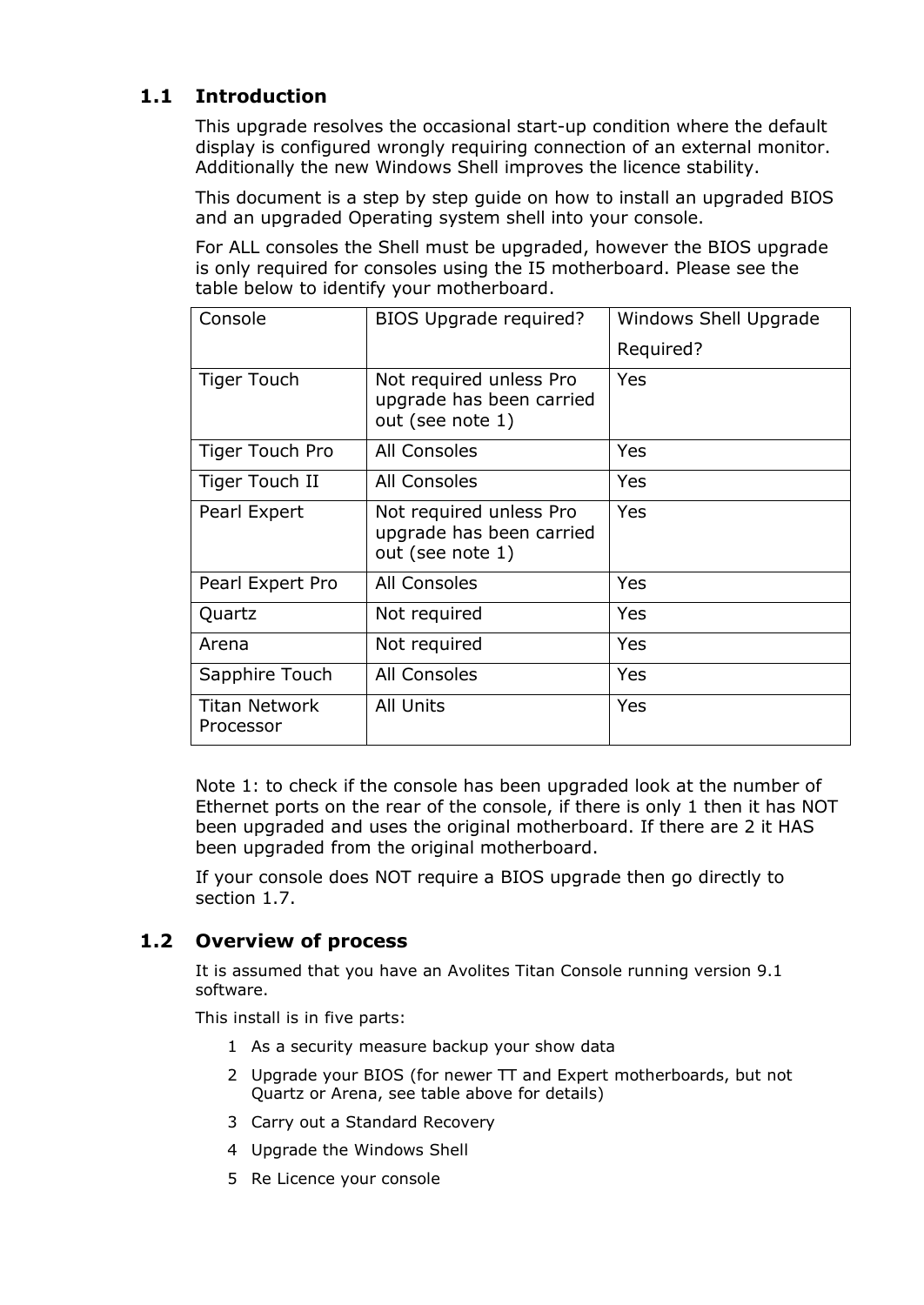## 1.1 Introduction

This upgrade resolves the occasional start-up condition where the default display is configured wrongly requiring connection of an external monitor. Additionally the new Windows Shell improves the licence stability.

This document is a step by step guide on how to install an upgraded BIOS and an upgraded Operating system shell into your console.

For ALL consoles the Shell must be upgraded, however the BIOS upgrade is only required for consoles using the I5 motherboard. Please see the table below to identify your motherboard.

| Console | BIOS Upgrade required? | Windows Shell Upgrade Required? |
|---|---|---|
| Tiger Touch | Not required unless Pro upgrade has been carried out (see note 1) | Yes |
| Tiger Touch Pro | All Consoles | Yes |
| Tiger Touch II | All Consoles | Yes |
| Pearl Expert | Not required unless Pro upgrade has been carried out (see note 1) | Yes |
| Pearl Expert Pro | All Consoles | Yes |
| Quartz | Not required | Yes |
| Arena | Not required | Yes |
| Sapphire Touch | All Consoles | Yes |
| Titan Network Processor | All Units | Yes |

Note 1: to check if the console has been upgraded look at the number of Ethernet ports on the rear of the console, if there is only 1 then it has NOT been upgraded and uses the original motherboard. If there are 2 it HAS been upgraded from the original motherboard.

If your console does NOT require a BIOS upgrade then go directly to section 1.7.

## 1.2 Overview of process

It is assumed that you have an Avolites Titan Console running version 9.1 software.

This install is in five parts:

1. As a security measure backup your show data
2. Upgrade your BIOS (for newer TT and Expert motherboards, but not Quartz or Arena, see table above for details)
3. Carry out a Standard Recovery
4. Upgrade the Windows Shell
5. Re Licence your console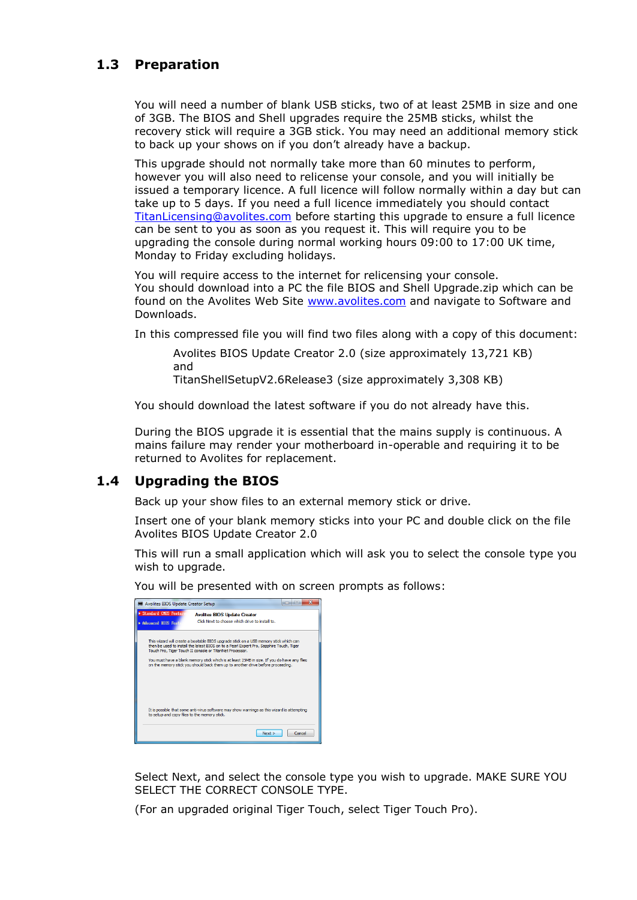## 1.3 Preparation

You will need a number of blank USB sticks, two of at least 25MB in size and one of 3GB. The BIOS and Shell upgrades require the 25MB sticks, whilst the recovery stick will require a 3GB stick. You may need an additional memory stick to back up your shows on if you don't already have a backup.

This upgrade should not normally take more than 60 minutes to perform, however you will also need to relicense your console, and you will initially be issued a temporary licence. A full licence will follow normally within a day but can take up to 5 days. If you need a full licence immediately you should contact TitanLicensing@avolites.com before starting this upgrade to ensure a full licence can be sent to you as soon as you request it. This will require you to be upgrading the console during normal working hours 09:00 to 17:00 UK time, Monday to Friday excluding holidays.

You will require access to the internet for relicensing your console.
You should download into a PC the file BIOS and Shell Upgrade.zip which can be found on the Avolites Web Site www.avolites.com and navigate to Software and Downloads.

In this compressed file you will find two files along with a copy of this document:

> Avolites BIOS Update Creator 2.0 (size approximately 13,721 KB)
> and
> TitanShellSetupV2.6Release3 (size approximately 3,308 KB)

You should download the latest software if you do not already have this.

During the BIOS upgrade it is essential that the mains supply is continuous. A mains failure may render your motherboard in-operable and requiring it to be returned to Avolites for replacement.

## 1.4 Upgrading the BIOS

Back up your show files to an external memory stick or drive.

Insert one of your blank memory sticks into your PC and double click on the file Avolites BIOS Update Creator 2.0

This will run a small application which will ask you to select the console type you wish to upgrade.

You will be presented with on screen prompts as follows:

Avolites BIOS Update Creator Setup

Avolites BIOS Update Creator

Click Next to choose which drive to install to.

This wizard will create a bootable BIOS upgrade stick on a USB memory stick which can then be used to install the latest BIOS on to a Pearl Expert Pro, Sapphire Touch, Tiger Touch Pro, Tiger Touch II console or TitanNet Processor.

You must have a blank memory stick which is at least 25MB in size. If you do have any files on the memory stick you should back them up to another drive before proceeding.

It is possible that some anti-virus software may show warnings as this wizard is attempting to setup and copy files to the memory stick.

Next > Cancel

Select Next, and select the console type you wish to upgrade. MAKE SURE YOU SELECT THE CORRECT CONSOLE TYPE.

(For an upgraded original Tiger Touch, select Tiger Touch Pro).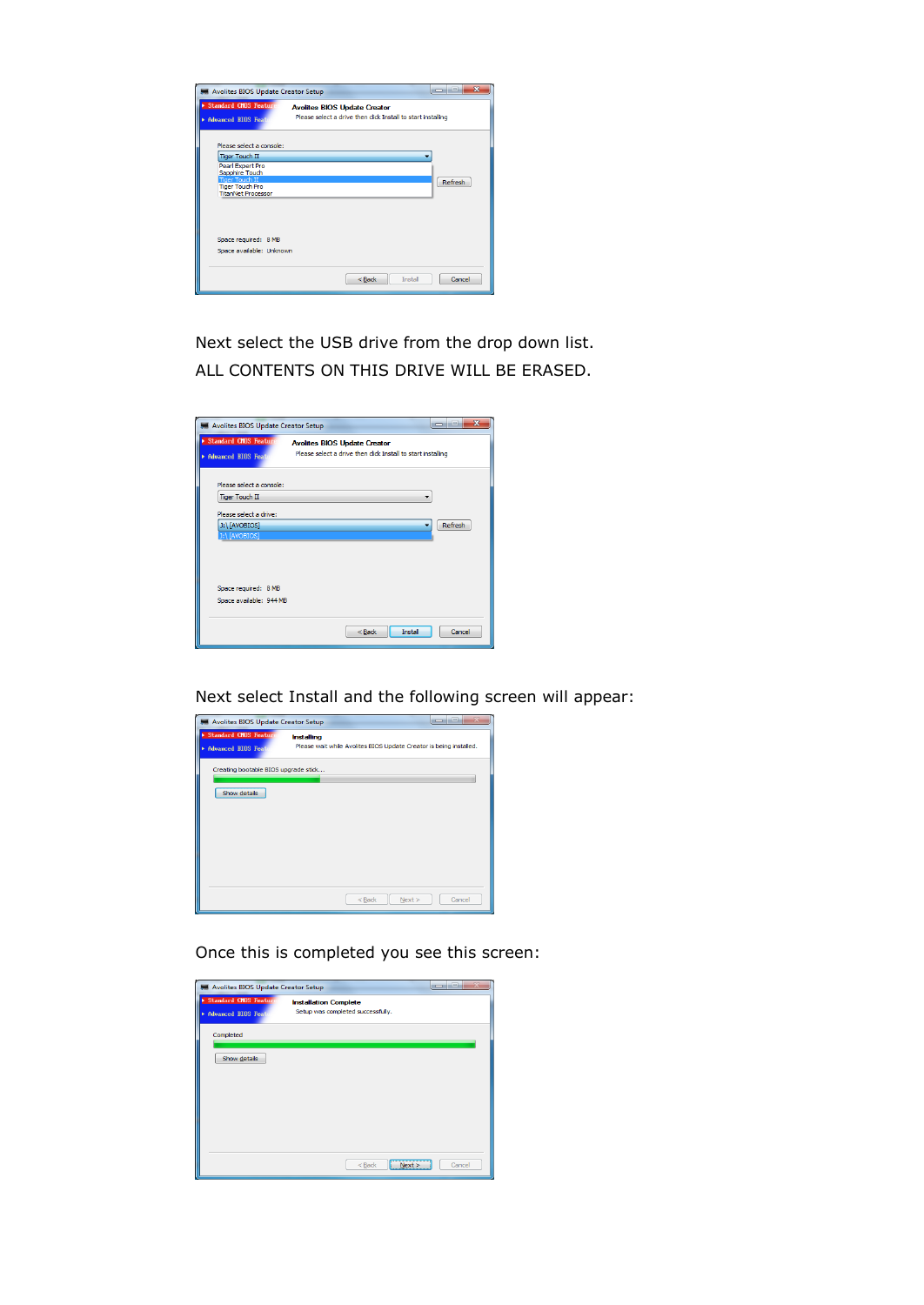Next select the USB drive from the drop down list.
ALL CONTENTS ON THIS DRIVE WILL BE ERASED.

Next select Install and the following screen will appear:

Once this is completed you see this screen: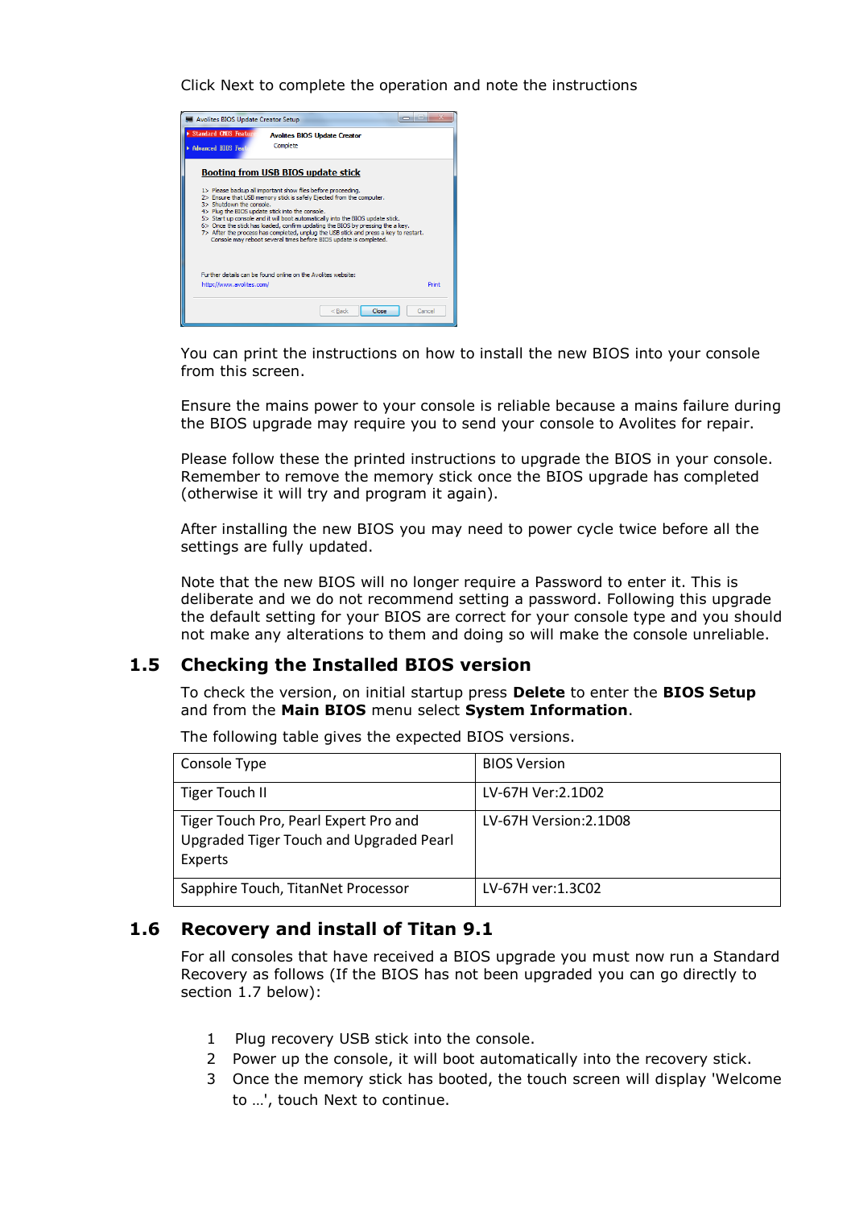Click Next to complete the operation and note the instructions

You can print the instructions on how to install the new BIOS into your console from this screen.

Ensure the mains power to your console is reliable because a mains failure during the BIOS upgrade may require you to send your console to Avolites for repair.

Please follow these the printed instructions to upgrade the BIOS in your console. Remember to remove the memory stick once the BIOS upgrade has completed (otherwise it will try and program it again).

After installing the new BIOS you may need to power cycle twice before all the settings are fully updated.

Note that the new BIOS will no longer require a Password to enter it. This is deliberate and we do not recommend setting a password. Following this upgrade the default setting for your BIOS are correct for your console type and you should not make any alterations to them and doing so will make the console unreliable.

## 1.5 Checking the Installed BIOS version

To check the version, on initial startup press **Delete** to enter the **BIOS Setup** and from the **Main BIOS** menu select **System Information**.

The following table gives the expected BIOS versions.

| Console Type | BIOS Version |
|---|---|
| Tiger Touch II | LV-67H Ver:2.1D02 |
| Tiger Touch Pro, Pearl Expert Pro and Upgraded Tiger Touch and Upgraded Pearl Experts | LV-67H Version:2.1D08 |
| Sapphire Touch, TitanNet Processor | LV-67H ver:1.3C02 |

## 1.6 Recovery and install of Titan 9.1

For all consoles that have received a BIOS upgrade you must now run a Standard Recovery as follows (If the BIOS has not been upgraded you can go directly to section 1.7 below):

1. Plug recovery USB stick into the console.
2. Power up the console, it will boot automatically into the recovery stick.
3. Once the memory stick has booted, the touch screen will display 'Welcome to …', touch Next to continue.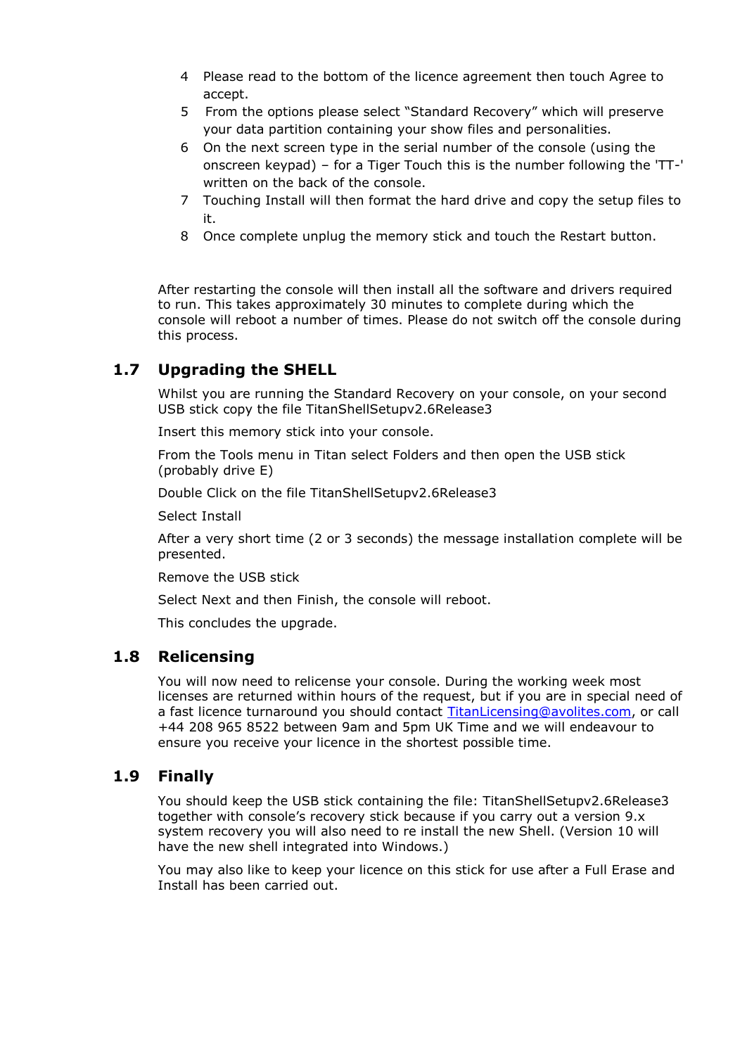4. Please read to the bottom of the licence agreement then touch Agree to accept.
5. From the options please select "Standard Recovery" which will preserve your data partition containing your show files and personalities.
6. On the next screen type in the serial number of the console (using the onscreen keypad) – for a Tiger Touch this is the number following the 'TT-' written on the back of the console.
7. Touching Install will then format the hard drive and copy the setup files to it.
8. Once complete unplug the memory stick and touch the Restart button.

After restarting the console will then install all the software and drivers required to run. This takes approximately 30 minutes to complete during which the console will reboot a number of times. Please do not switch off the console during this process.

## 1.7 Upgrading the SHELL

Whilst you are running the Standard Recovery on your console, on your second USB stick copy the file TitanShellSetupv2.6Release3

Insert this memory stick into your console.

From the Tools menu in Titan select Folders and then open the USB stick (probably drive E)

Double Click on the file TitanShellSetupv2.6Release3

Select Install

After a very short time (2 or 3 seconds) the message installation complete will be presented.

Remove the USB stick

Select Next and then Finish, the console will reboot.

This concludes the upgrade.

## 1.8 Relicensing

You will now need to relicense your console. During the working week most licenses are returned within hours of the request, but if you are in special need of a fast licence turnaround you should contact TitanLicensing@avolites.com, or call +44 208 965 8522 between 9am and 5pm UK Time and we will endeavour to ensure you receive your licence in the shortest possible time.

## 1.9 Finally

You should keep the USB stick containing the file: TitanShellSetupv2.6Release3 together with console's recovery stick because if you carry out a version 9.x system recovery you will also need to re install the new Shell. (Version 10 will have the new shell integrated into Windows.)

You may also like to keep your licence on this stick for use after a Full Erase and Install has been carried out.